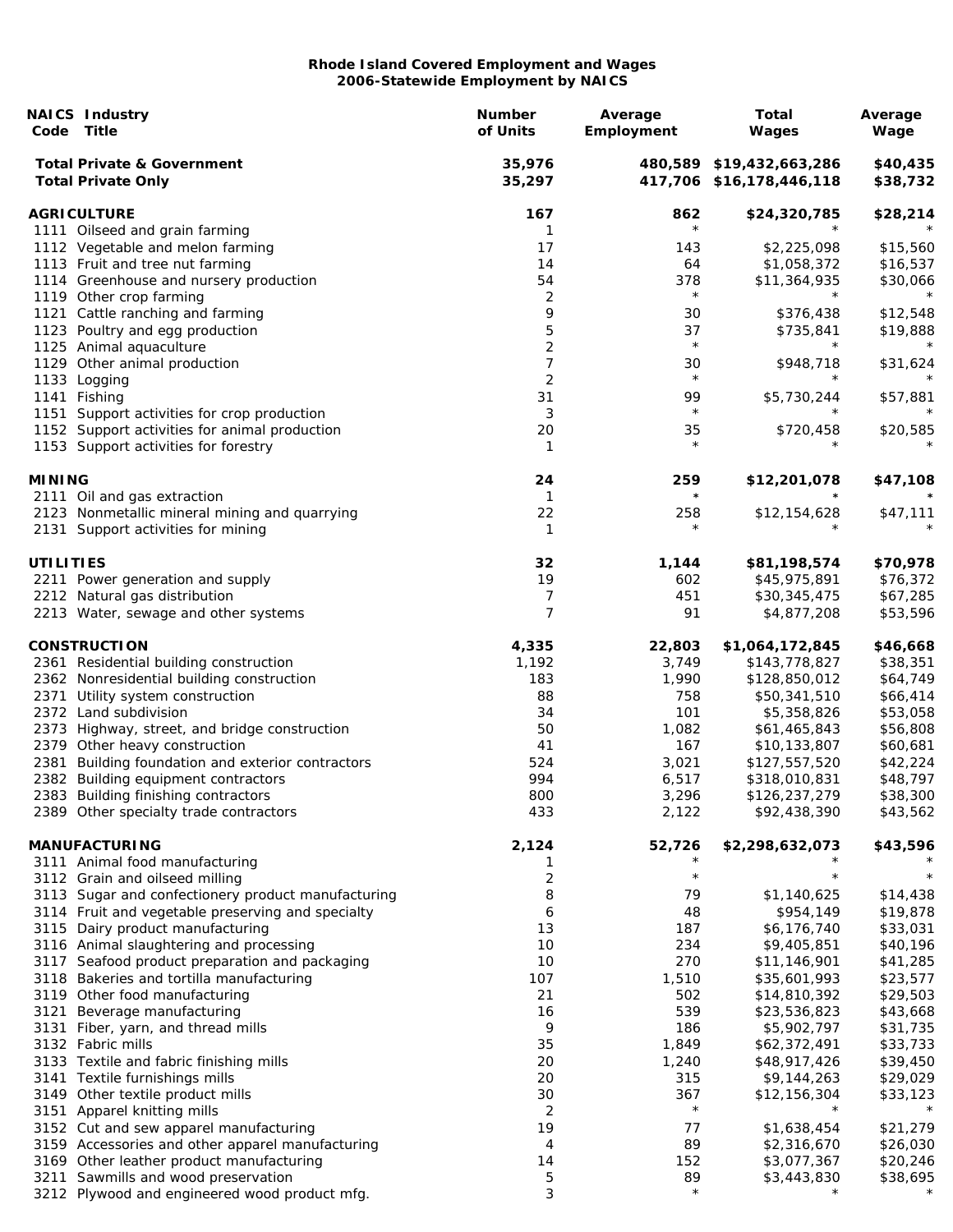# Rhode Island Covered Employment and Wages
## 2006-Statewide Employment by NAICS

| NAICS Code | Industry Title | Number of Units | Average Employment | Total Wages | Average Wage |
|---|---|---|---|---|---|
| | **Total Private & Government** | **35,976** | **480,589** | **$19,432,663,286** | **$40,435** |
| | **Total Private Only** | **35,297** | **417,706** | **$16,178,446,118** | **$38,732** |
| | **AGRICULTURE** | **167** | **862** | **$24,320,785** | **$28,214** |
| 1111 | Oilseed and grain farming | 1 | * | * | * |
| 1112 | Vegetable and melon farming | 17 | 143 | $2,225,098 | $15,560 |
| 1113 | Fruit and tree nut farming | 14 | 64 | $1,058,372 | $16,537 |
| 1114 | Greenhouse and nursery production | 54 | 378 | $11,364,935 | $30,066 |
| 1119 | Other crop farming | 2 | * | * | * |
| 1121 | Cattle ranching and farming | 9 | 30 | $376,438 | $12,548 |
| 1123 | Poultry and egg production | 5 | 37 | $735,841 | $19,888 |
| 1125 | Animal aquaculture | 2 | * | * | * |
| 1129 | Other animal production | 7 | 30 | $948,718 | $31,624 |
| 1133 | Logging | 2 | * | * | * |
| 1141 | Fishing | 31 | 99 | $5,730,244 | $57,881 |
| 1151 | Support activities for crop production | 3 | * | * | * |
| 1152 | Support activities for animal production | 20 | 35 | $720,458 | $20,585 |
| 1153 | Support activities for forestry | 1 | * | * | * |
| | **MINING** | **24** | **259** | **$12,201,078** | **$47,108** |
| 2111 | Oil and gas extraction | 1 | * | * | * |
| 2123 | Nonmetallic mineral mining and quarrying | 22 | 258 | $12,154,628 | $47,111 |
| 2131 | Support activities for mining | 1 | * | * | * |
| | **UTILITIES** | **32** | **1,144** | **$81,198,574** | **$70,978** |
| 2211 | Power generation and supply | 19 | 602 | $45,975,891 | $76,372 |
| 2212 | Natural gas distribution | 7 | 451 | $30,345,475 | $67,285 |
| 2213 | Water, sewage and other systems | 7 | 91 | $4,877,208 | $53,596 |
| | **CONSTRUCTION** | **4,335** | **22,803** | **$1,064,172,845** | **$46,668** |
| 2361 | Residential building construction | 1,192 | 3,749 | $143,778,827 | $38,351 |
| 2362 | Nonresidential building construction | 183 | 1,990 | $128,850,012 | $64,749 |
| 2371 | Utility system construction | 88 | 758 | $50,341,510 | $66,414 |
| 2372 | Land subdivision | 34 | 101 | $5,358,826 | $53,058 |
| 2373 | Highway, street, and bridge construction | 50 | 1,082 | $61,465,843 | $56,808 |
| 2379 | Other heavy construction | 41 | 167 | $10,133,807 | $60,681 |
| 2381 | Building foundation and exterior contractors | 524 | 3,021 | $127,557,520 | $42,224 |
| 2382 | Building equipment contractors | 994 | 6,517 | $318,010,831 | $48,797 |
| 2383 | Building finishing contractors | 800 | 3,296 | $126,237,279 | $38,300 |
| 2389 | Other specialty trade contractors | 433 | 2,122 | $92,438,390 | $43,562 |
| | **MANUFACTURING** | **2,124** | **52,726** | **$2,298,632,073** | **$43,596** |
| 3111 | Animal food manufacturing | 1 | * | * | * |
| 3112 | Grain and oilseed milling | 2 | * | * | * |
| 3113 | Sugar and confectionery product manufacturing | 8 | 79 | $1,140,625 | $14,438 |
| 3114 | Fruit and vegetable preserving and specialty | 6 | 48 | $954,149 | $19,878 |
| 3115 | Dairy product manufacturing | 13 | 187 | $6,176,740 | $33,031 |
| 3116 | Animal slaughtering and processing | 10 | 234 | $9,405,851 | $40,196 |
| 3117 | Seafood product preparation and packaging | 10 | 270 | $11,146,901 | $41,285 |
| 3118 | Bakeries and tortilla manufacturing | 107 | 1,510 | $35,601,993 | $23,577 |
| 3119 | Other food manufacturing | 21 | 502 | $14,810,392 | $29,503 |
| 3121 | Beverage manufacturing | 16 | 539 | $23,536,823 | $43,668 |
| 3131 | Fiber, yarn, and thread mills | 9 | 186 | $5,902,797 | $31,735 |
| 3132 | Fabric mills | 35 | 1,849 | $62,372,491 | $33,733 |
| 3133 | Textile and fabric finishing mills | 20 | 1,240 | $48,917,426 | $39,450 |
| 3141 | Textile furnishings mills | 20 | 315 | $9,144,263 | $29,029 |
| 3149 | Other textile product mills | 30 | 367 | $12,156,304 | $33,123 |
| 3151 | Apparel knitting mills | 2 | * | * | * |
| 3152 | Cut and sew apparel manufacturing | 19 | 77 | $1,638,454 | $21,279 |
| 3159 | Accessories and other apparel manufacturing | 4 | 89 | $2,316,670 | $26,030 |
| 3169 | Other leather product manufacturing | 14 | 152 | $3,077,367 | $20,246 |
| 3211 | Sawmills and wood preservation | 5 | 89 | $3,443,830 | $38,695 |
| 3212 | Plywood and engineered wood product mfg. | 3 | * | * | * |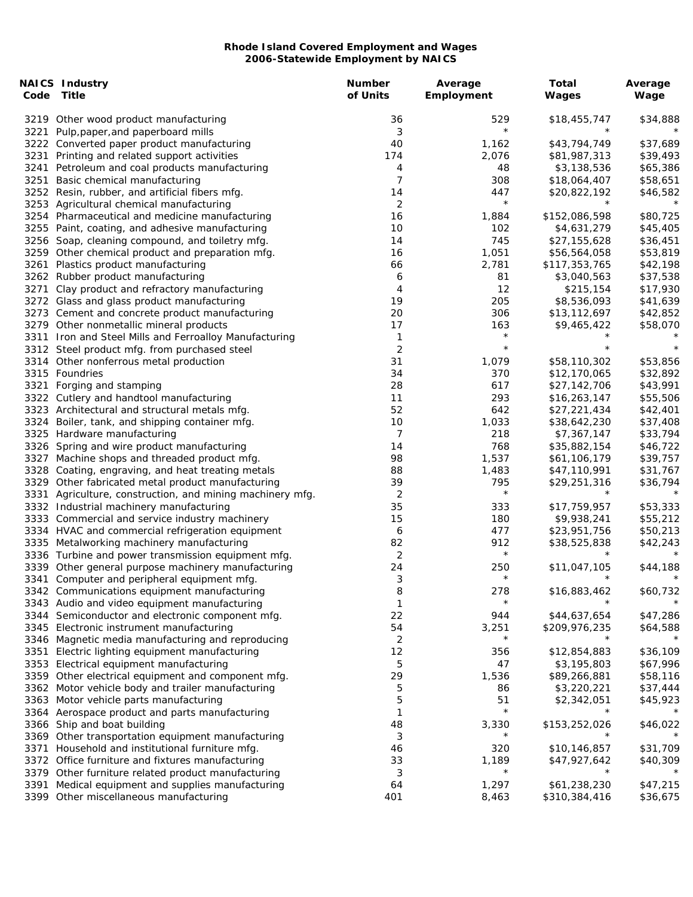# Rhode Island Covered Employment and Wages
## 2006-Statewide Employment by NAICS

| NAICS Code | Industry Title | Number of Units | Average Employment | Total Wages | Average Wage |
|---|---|---|---|---|---|
| 3219 | Other wood product manufacturing | 36 | 529 | $18,455,747 | $34,888 |
| 3221 | Pulp,paper,and paperboard mills | 3 | * | * | * |
| 3222 | Converted paper product manufacturing | 40 | 1,162 | $43,794,749 | $37,689 |
| 3231 | Printing and related support activities | 174 | 2,076 | $81,987,313 | $39,493 |
| 3241 | Petroleum and coal products manufacturing | 4 | 48 | $3,138,536 | $65,386 |
| 3251 | Basic chemical manufacturing | 7 | 308 | $18,064,407 | $58,651 |
| 3252 | Resin, rubber, and artificial fibers mfg. | 14 | 447 | $20,822,192 | $46,582 |
| 3253 | Agricultural chemical manufacturing | 2 | * | * | * |
| 3254 | Pharmaceutical and medicine manufacturing | 16 | 1,884 | $152,086,598 | $80,725 |
| 3255 | Paint, coating, and adhesive manufacturing | 10 | 102 | $4,631,279 | $45,405 |
| 3256 | Soap, cleaning compound, and toiletry mfg. | 14 | 745 | $27,155,628 | $36,451 |
| 3259 | Other chemical product and preparation mfg. | 16 | 1,051 | $56,564,058 | $53,819 |
| 3261 | Plastics product manufacturing | 66 | 2,781 | $117,353,765 | $42,198 |
| 3262 | Rubber product manufacturing | 6 | 81 | $3,040,563 | $37,538 |
| 3271 | Clay product and refractory manufacturing | 4 | 12 | $215,154 | $17,930 |
| 3272 | Glass and glass product manufacturing | 19 | 205 | $8,536,093 | $41,639 |
| 3273 | Cement and concrete product manufacturing | 20 | 306 | $13,112,697 | $42,852 |
| 3279 | Other nonmetallic mineral products | 17 | 163 | $9,465,422 | $58,070 |
| 3311 | Iron and Steel Mills and Ferroalloy Manufacturing | 1 | * | * | * |
| 3312 | Steel product mfg. from purchased steel | 2 | * | * | * |
| 3314 | Other nonferrous metal production | 31 | 1,079 | $58,110,302 | $53,856 |
| 3315 | Foundries | 34 | 370 | $12,170,065 | $32,892 |
| 3321 | Forging and stamping | 28 | 617 | $27,142,706 | $43,991 |
| 3322 | Cutlery and handtool manufacturing | 11 | 293 | $16,263,147 | $55,506 |
| 3323 | Architectural and structural metals mfg. | 52 | 642 | $27,221,434 | $42,401 |
| 3324 | Boiler, tank, and shipping container mfg. | 10 | 1,033 | $38,642,230 | $37,408 |
| 3325 | Hardware manufacturing | 7 | 218 | $7,367,147 | $33,794 |
| 3326 | Spring and wire product manufacturing | 14 | 768 | $35,882,154 | $46,722 |
| 3327 | Machine shops and threaded product mfg. | 98 | 1,537 | $61,106,179 | $39,757 |
| 3328 | Coating, engraving, and heat treating metals | 88 | 1,483 | $47,110,991 | $31,767 |
| 3329 | Other fabricated metal product manufacturing | 39 | 795 | $29,251,316 | $36,794 |
| 3331 | Agriculture, construction, and mining machinery mfg. | 2 | * | * | * |
| 3332 | Industrial machinery manufacturing | 35 | 333 | $17,759,957 | $53,333 |
| 3333 | Commercial and service industry machinery | 15 | 180 | $9,938,241 | $55,212 |
| 3334 | HVAC and commercial refrigeration equipment | 6 | 477 | $23,951,756 | $50,213 |
| 3335 | Metalworking machinery manufacturing | 82 | 912 | $38,525,838 | $42,243 |
| 3336 | Turbine and power transmission equipment mfg. | 2 | * | * | * |
| 3339 | Other general purpose machinery manufacturing | 24 | 250 | $11,047,105 | $44,188 |
| 3341 | Computer and peripheral equipment mfg. | 3 | * | * | * |
| 3342 | Communications equipment manufacturing | 8 | 278 | $16,883,462 | $60,732 |
| 3343 | Audio and video equipment manufacturing | 1 | * | * | * |
| 3344 | Semiconductor and electronic component mfg. | 22 | 944 | $44,637,654 | $47,286 |
| 3345 | Electronic instrument manufacturing | 54 | 3,251 | $209,976,235 | $64,588 |
| 3346 | Magnetic media manufacturing and reproducing | 2 | * | * | * |
| 3351 | Electric lighting equipment manufacturing | 12 | 356 | $12,854,883 | $36,109 |
| 3353 | Electrical equipment manufacturing | 5 | 47 | $3,195,803 | $67,996 |
| 3359 | Other electrical equipment and component mfg. | 29 | 1,536 | $89,266,881 | $58,116 |
| 3362 | Motor vehicle body and trailer manufacturing | 5 | 86 | $3,220,221 | $37,444 |
| 3363 | Motor vehicle parts manufacturing | 5 | 51 | $2,342,051 | $45,923 |
| 3364 | Aerospace product and parts manufacturing | 1 | * | * | * |
| 3366 | Ship and boat building | 48 | 3,330 | $153,252,026 | $46,022 |
| 3369 | Other transportation equipment manufacturing | 3 | * | * | * |
| 3371 | Household and institutional furniture mfg. | 46 | 320 | $10,146,857 | $31,709 |
| 3372 | Office furniture and fixtures manufacturing | 33 | 1,189 | $47,927,642 | $40,309 |
| 3379 | Other furniture related product manufacturing | 3 | * | * | * |
| 3391 | Medical equipment and supplies manufacturing | 64 | 1,297 | $61,238,230 | $47,215 |
| 3399 | Other miscellaneous manufacturing | 401 | 8,463 | $310,384,416 | $36,675 |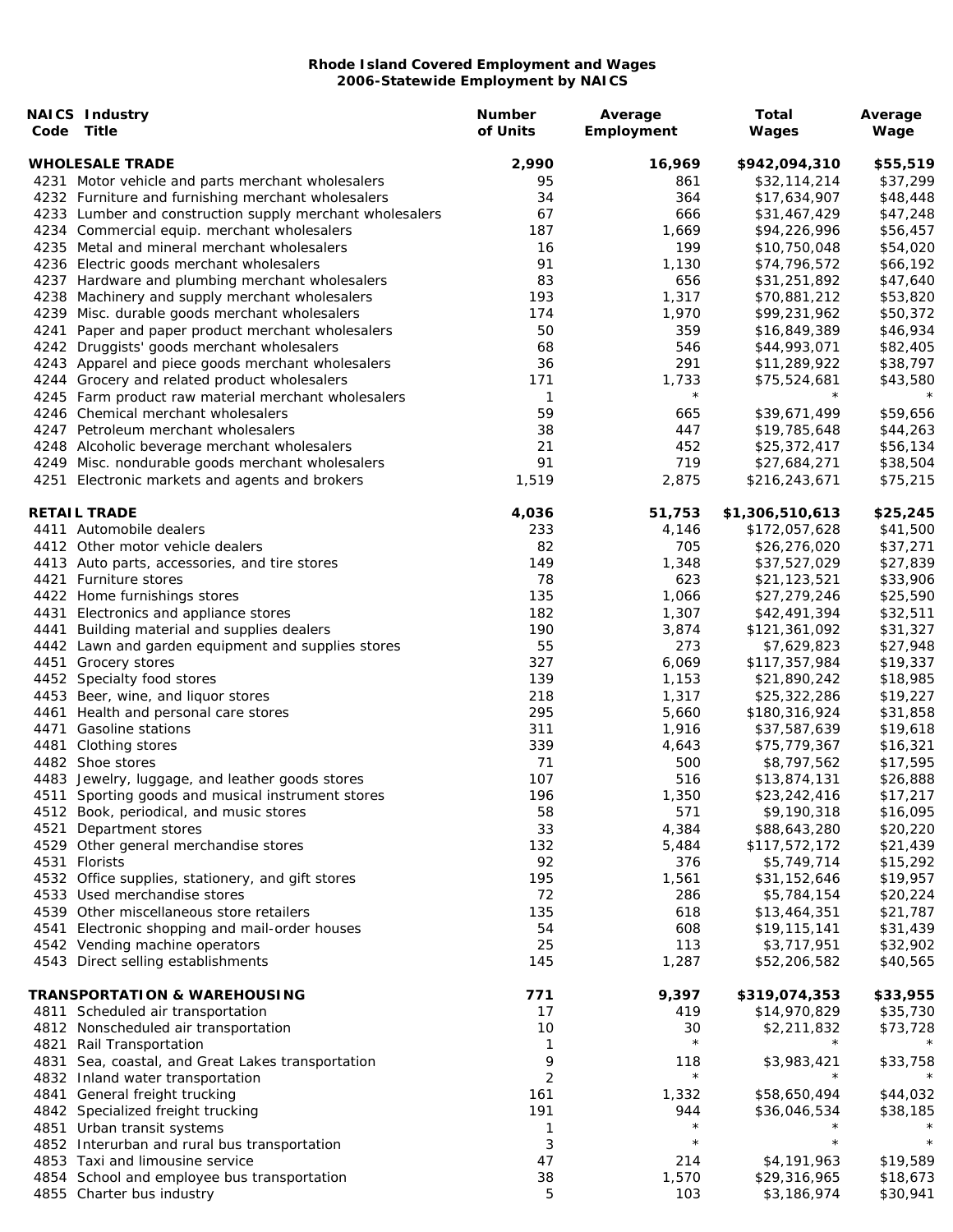**Rhode Island Covered Employment and Wages**
**2006-Statewide Employment by NAICS**

| NAICS Code | Industry Title | Number of Units | Average Employment | Total Wages | Average Wage |
|---|---|---|---|---|---|
| | **WHOLESALE TRADE** | **2,990** | **16,969** | **$942,094,310** | **$55,519** |
| 4231 | Motor vehicle and parts merchant wholesalers | 95 | 861 | $32,114,214 | $37,299 |
| 4232 | Furniture and furnishing merchant wholesalers | 34 | 364 | $17,634,907 | $48,448 |
| 4233 | Lumber and construction supply merchant wholesalers | 67 | 666 | $31,467,429 | $47,248 |
| 4234 | Commercial equip. merchant wholesalers | 187 | 1,669 | $94,226,996 | $56,457 |
| 4235 | Metal and mineral merchant wholesalers | 16 | 199 | $10,750,048 | $54,020 |
| 4236 | Electric goods merchant wholesalers | 91 | 1,130 | $74,796,572 | $66,192 |
| 4237 | Hardware and plumbing merchant wholesalers | 83 | 656 | $31,251,892 | $47,640 |
| 4238 | Machinery and supply merchant wholesalers | 193 | 1,317 | $70,881,212 | $53,820 |
| 4239 | Misc. durable goods merchant wholesalers | 174 | 1,970 | $99,231,962 | $50,372 |
| 4241 | Paper and paper product merchant wholesalers | 50 | 359 | $16,849,389 | $46,934 |
| 4242 | Druggists' goods merchant wholesalers | 68 | 546 | $44,993,071 | $82,405 |
| 4243 | Apparel and piece goods merchant wholesalers | 36 | 291 | $11,289,922 | $38,797 |
| 4244 | Grocery and related product wholesalers | 171 | 1,733 | $75,524,681 | $43,580 |
| 4245 | Farm product raw material merchant wholesalers | 1 | * | * | * |
| 4246 | Chemical merchant wholesalers | 59 | 665 | $39,671,499 | $59,656 |
| 4247 | Petroleum merchant wholesalers | 38 | 447 | $19,785,648 | $44,263 |
| 4248 | Alcoholic beverage merchant wholesalers | 21 | 452 | $25,372,417 | $56,134 |
| 4249 | Misc. nondurable goods merchant wholesalers | 91 | 719 | $27,684,271 | $38,504 |
| 4251 | Electronic markets and agents and brokers | 1,519 | 2,875 | $216,243,671 | $75,215 |
| | **RETAIL TRADE** | **4,036** | **51,753** | **$1,306,510,613** | **$25,245** |
| 4411 | Automobile dealers | 233 | 4,146 | $172,057,628 | $41,500 |
| 4412 | Other motor vehicle dealers | 82 | 705 | $26,276,020 | $37,271 |
| 4413 | Auto parts, accessories, and tire stores | 149 | 1,348 | $37,527,029 | $27,839 |
| 4421 | Furniture stores | 78 | 623 | $21,123,521 | $33,906 |
| 4422 | Home furnishings stores | 135 | 1,066 | $27,279,246 | $25,590 |
| 4431 | Electronics and appliance stores | 182 | 1,307 | $42,491,394 | $32,511 |
| 4441 | Building material and supplies dealers | 190 | 3,874 | $121,361,092 | $31,327 |
| 4442 | Lawn and garden equipment and supplies stores | 55 | 273 | $7,629,823 | $27,948 |
| 4451 | Grocery stores | 327 | 6,069 | $117,357,984 | $19,337 |
| 4452 | Specialty food stores | 139 | 1,153 | $21,890,242 | $18,985 |
| 4453 | Beer, wine, and liquor stores | 218 | 1,317 | $25,322,286 | $19,227 |
| 4461 | Health and personal care stores | 295 | 5,660 | $180,316,924 | $31,858 |
| 4471 | Gasoline stations | 311 | 1,916 | $37,587,639 | $19,618 |
| 4481 | Clothing stores | 339 | 4,643 | $75,779,367 | $16,321 |
| 4482 | Shoe stores | 71 | 500 | $8,797,562 | $17,595 |
| 4483 | Jewelry, luggage, and leather goods stores | 107 | 516 | $13,874,131 | $26,888 |
| 4511 | Sporting goods and musical instrument stores | 196 | 1,350 | $23,242,416 | $17,217 |
| 4512 | Book, periodical, and music stores | 58 | 571 | $9,190,318 | $16,095 |
| 4521 | Department stores | 33 | 4,384 | $88,643,280 | $20,220 |
| 4529 | Other general merchandise stores | 132 | 5,484 | $117,572,172 | $21,439 |
| 4531 | Florists | 92 | 376 | $5,749,714 | $15,292 |
| 4532 | Office supplies, stationery, and gift stores | 195 | 1,561 | $31,152,646 | $19,957 |
| 4533 | Used merchandise stores | 72 | 286 | $5,784,154 | $20,224 |
| 4539 | Other miscellaneous store retailers | 135 | 618 | $13,464,351 | $21,787 |
| 4541 | Electronic shopping and mail-order houses | 54 | 608 | $19,115,141 | $31,439 |
| 4542 | Vending machine operators | 25 | 113 | $3,717,951 | $32,902 |
| 4543 | Direct selling establishments | 145 | 1,287 | $52,206,582 | $40,565 |
| | **TRANSPORTATION & WAREHOUSING** | **771** | **9,397** | **$319,074,353** | **$33,955** |
| 4811 | Scheduled air transportation | 17 | 419 | $14,970,829 | $35,730 |
| 4812 | Nonscheduled air transportation | 10 | 30 | $2,211,832 | $73,728 |
| 4821 | Rail Transportation | 1 | * | * | * |
| 4831 | Sea, coastal, and Great Lakes transportation | 9 | 118 | $3,983,421 | $33,758 |
| 4832 | Inland water transportation | 2 | * | * | * |
| 4841 | General freight trucking | 161 | 1,332 | $58,650,494 | $44,032 |
| 4842 | Specialized freight trucking | 191 | 944 | $36,046,534 | $38,185 |
| 4851 | Urban transit systems | 1 | * | * | * |
| 4852 | Interurban and rural bus transportation | 3 | * | * | * |
| 4853 | Taxi and limousine service | 47 | 214 | $4,191,963 | $19,589 |
| 4854 | School and employee bus transportation | 38 | 1,570 | $29,316,965 | $18,673 |
| 4855 | Charter bus industry | 5 | 103 | $3,186,974 | $30,941 |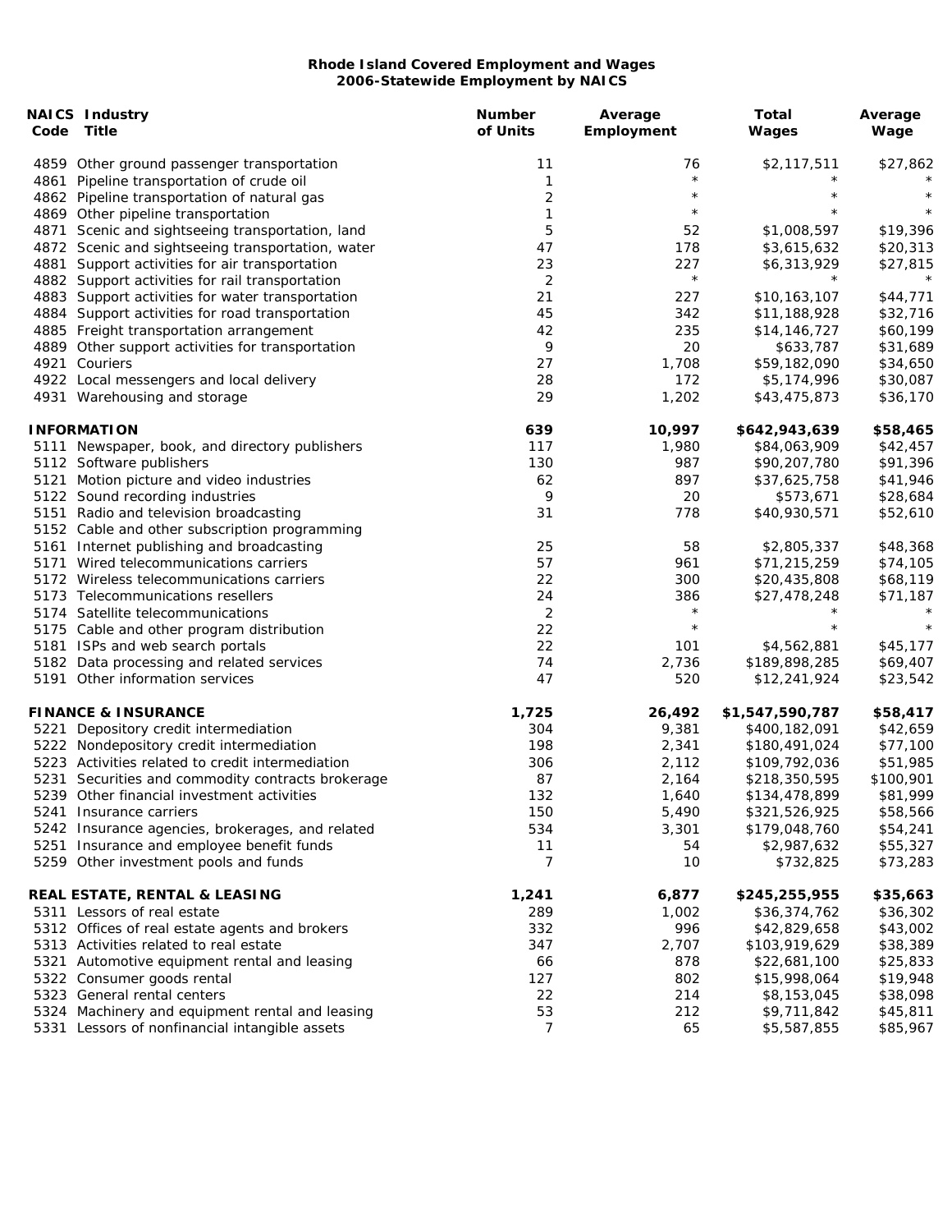**Rhode Island Covered Employment and Wages**
**2006-Statewide Employment by NAICS**

| NAICS Code | Industry Title | Number of Units | Average Employment | Total Wages | Average Wage |
|---|---|---|---|---|---|
| 4859 | Other ground passenger transportation | 11 | 76 | $2,117,511 | $27,862 |
| 4861 | Pipeline transportation of crude oil | 1 | * | * | * |
| 4862 | Pipeline transportation of natural gas | 2 | * | * | * |
| 4869 | Other pipeline transportation | 1 | * | * | * |
| 4871 | Scenic and sightseeing transportation, land | 5 | 52 | $1,008,597 | $19,396 |
| 4872 | Scenic and sightseeing transportation, water | 47 | 178 | $3,615,632 | $20,313 |
| 4881 | Support activities for air transportation | 23 | 227 | $6,313,929 | $27,815 |
| 4882 | Support activities for rail transportation | 2 | * | * | * |
| 4883 | Support activities for water transportation | 21 | 227 | $10,163,107 | $44,771 |
| 4884 | Support activities for road transportation | 45 | 342 | $11,188,928 | $32,716 |
| 4885 | Freight transportation arrangement | 42 | 235 | $14,146,727 | $60,199 |
| 4889 | Other support activities for transportation | 9 | 20 | $633,787 | $31,689 |
| 4921 | Couriers | 27 | 1,708 | $59,182,090 | $34,650 |
| 4922 | Local messengers and local delivery | 28 | 172 | $5,174,996 | $30,087 |
| 4931 | Warehousing and storage | 29 | 1,202 | $43,475,873 | $36,170 |
| | **INFORMATION** | **639** | **10,997** | **$642,943,639** | **$58,465** |
| 5111 | Newspaper, book, and directory publishers | 117 | 1,980 | $84,063,909 | $42,457 |
| 5112 | Software publishers | 130 | 987 | $90,207,780 | $91,396 |
| 5121 | Motion picture and video industries | 62 | 897 | $37,625,758 | $41,946 |
| 5122 | Sound recording industries | 9 | 20 | $573,671 | $28,684 |
| 5151 | Radio and television broadcasting | 31 | 778 | $40,930,571 | $52,610 |
| 5152 | Cable and other subscription programming | | | | |
| 5161 | Internet publishing and broadcasting | 25 | 58 | $2,805,337 | $48,368 |
| 5171 | Wired telecommunications carriers | 57 | 961 | $71,215,259 | $74,105 |
| 5172 | Wireless telecommunications carriers | 22 | 300 | $20,435,808 | $68,119 |
| 5173 | Telecommunications resellers | 24 | 386 | $27,478,248 | $71,187 |
| 5174 | Satellite telecommunications | 2 | * | * | * |
| 5175 | Cable and other program distribution | 22 | * | * | * |
| 5181 | ISPs and web search portals | 22 | 101 | $4,562,881 | $45,177 |
| 5182 | Data processing and related services | 74 | 2,736 | $189,898,285 | $69,407 |
| 5191 | Other information services | 47 | 520 | $12,241,924 | $23,542 |
| | **FINANCE & INSURANCE** | **1,725** | **26,492** | **$1,547,590,787** | **$58,417** |
| 5221 | Depository credit intermediation | 304 | 9,381 | $400,182,091 | $42,659 |
| 5222 | Nondepository credit intermediation | 198 | 2,341 | $180,491,024 | $77,100 |
| 5223 | Activities related to credit intermediation | 306 | 2,112 | $109,792,036 | $51,985 |
| 5231 | Securities and commodity contracts brokerage | 87 | 2,164 | $218,350,595 | $100,901 |
| 5239 | Other financial investment activities | 132 | 1,640 | $134,478,899 | $81,999 |
| 5241 | Insurance carriers | 150 | 5,490 | $321,526,925 | $58,566 |
| 5242 | Insurance agencies, brokerages, and related | 534 | 3,301 | $179,048,760 | $54,241 |
| 5251 | Insurance and employee benefit funds | 11 | 54 | $2,987,632 | $55,327 |
| 5259 | Other investment pools and funds | 7 | 10 | $732,825 | $73,283 |
| | **REAL ESTATE, RENTAL & LEASING** | **1,241** | **6,877** | **$245,255,955** | **$35,663** |
| 5311 | Lessors of real estate | 289 | 1,002 | $36,374,762 | $36,302 |
| 5312 | Offices of real estate agents and brokers | 332 | 996 | $42,829,658 | $43,002 |
| 5313 | Activities related to real estate | 347 | 2,707 | $103,919,629 | $38,389 |
| 5321 | Automotive equipment rental and leasing | 66 | 878 | $22,681,100 | $25,833 |
| 5322 | Consumer goods rental | 127 | 802 | $15,998,064 | $19,948 |
| 5323 | General rental centers | 22 | 214 | $8,153,045 | $38,098 |
| 5324 | Machinery and equipment rental and leasing | 53 | 212 | $9,711,842 | $45,811 |
| 5331 | Lessors of nonfinancial intangible assets | 7 | 65 | $5,587,855 | $85,967 |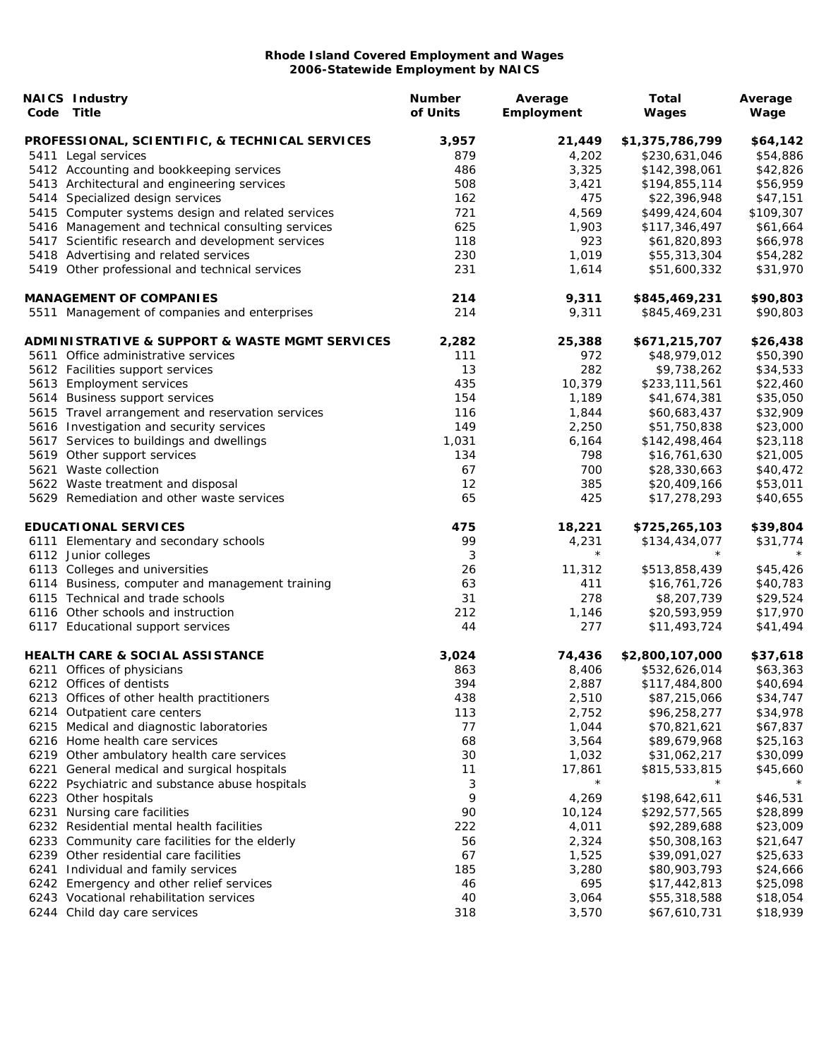**Rhode Island Covered Employment and Wages**
**2006-Statewide Employment by NAICS**

| NAICS Code | Industry Title | Number of Units | Average Employment | Total Wages | Average Wage |
|---|---|---|---|---|---|
| | **PROFESSIONAL, SCIENTIFIC, & TECHNICAL SERVICES** | **3,957** | **21,449** | **$1,375,786,799** | **$64,142** |
| 5411 | Legal services | 879 | 4,202 | $230,631,046 | $54,886 |
| 5412 | Accounting and bookkeeping services | 486 | 3,325 | $142,398,061 | $42,826 |
| 5413 | Architectural and engineering services | 508 | 3,421 | $194,855,114 | $56,959 |
| 5414 | Specialized design services | 162 | 475 | $22,396,948 | $47,151 |
| 5415 | Computer systems design and related services | 721 | 4,569 | $499,424,604 | $109,307 |
| 5416 | Management and technical consulting services | 625 | 1,903 | $117,346,497 | $61,664 |
| 5417 | Scientific research and development services | 118 | 923 | $61,820,893 | $66,978 |
| 5418 | Advertising and related services | 230 | 1,019 | $55,313,304 | $54,282 |
| 5419 | Other professional and technical services | 231 | 1,614 | $51,600,332 | $31,970 |
| | **MANAGEMENT OF COMPANIES** | **214** | **9,311** | **$845,469,231** | **$90,803** |
| 5511 | Management of companies and enterprises | 214 | 9,311 | $845,469,231 | $90,803 |
| | **ADMINISTRATIVE & SUPPORT & WASTE MGMT SERVICES** | **2,282** | **25,388** | **$671,215,707** | **$26,438** |
| 5611 | Office administrative services | 111 | 972 | $48,979,012 | $50,390 |
| 5612 | Facilities support services | 13 | 282 | $9,738,262 | $34,533 |
| 5613 | Employment services | 435 | 10,379 | $233,111,561 | $22,460 |
| 5614 | Business support services | 154 | 1,189 | $41,674,381 | $35,050 |
| 5615 | Travel arrangement and reservation services | 116 | 1,844 | $60,683,437 | $32,909 |
| 5616 | Investigation and security services | 149 | 2,250 | $51,750,838 | $23,000 |
| 5617 | Services to buildings and dwellings | 1,031 | 6,164 | $142,498,464 | $23,118 |
| 5619 | Other support services | 134 | 798 | $16,761,630 | $21,005 |
| 5621 | Waste collection | 67 | 700 | $28,330,663 | $40,472 |
| 5622 | Waste treatment and disposal | 12 | 385 | $20,409,166 | $53,011 |
| 5629 | Remediation and other waste services | 65 | 425 | $17,278,293 | $40,655 |
| | **EDUCATIONAL SERVICES** | **475** | **18,221** | **$725,265,103** | **$39,804** |
| 6111 | Elementary and secondary schools | 99 | 4,231 | $134,434,077 | $31,774 |
| 6112 | Junior colleges | 3 | * | * | * |
| 6113 | Colleges and universities | 26 | 11,312 | $513,858,439 | $45,426 |
| 6114 | Business, computer and management training | 63 | 411 | $16,761,726 | $40,783 |
| 6115 | Technical and trade schools | 31 | 278 | $8,207,739 | $29,524 |
| 6116 | Other schools and instruction | 212 | 1,146 | $20,593,959 | $17,970 |
| 6117 | Educational support services | 44 | 277 | $11,493,724 | $41,494 |
| | **HEALTH CARE & SOCIAL ASSISTANCE** | **3,024** | **74,436** | **$2,800,107,000** | **$37,618** |
| 6211 | Offices of physicians | 863 | 8,406 | $532,626,014 | $63,363 |
| 6212 | Offices of dentists | 394 | 2,887 | $117,484,800 | $40,694 |
| 6213 | Offices of other health practitioners | 438 | 2,510 | $87,215,066 | $34,747 |
| 6214 | Outpatient care centers | 113 | 2,752 | $96,258,277 | $34,978 |
| 6215 | Medical and diagnostic laboratories | 77 | 1,044 | $70,821,621 | $67,837 |
| 6216 | Home health care services | 68 | 3,564 | $89,679,968 | $25,163 |
| 6219 | Other ambulatory health care services | 30 | 1,032 | $31,062,217 | $30,099 |
| 6221 | General medical and surgical hospitals | 11 | 17,861 | $815,533,815 | $45,660 |
| 6222 | Psychiatric and substance abuse hospitals | 3 | * | * | * |
| 6223 | Other hospitals | 9 | 4,269 | $198,642,611 | $46,531 |
| 6231 | Nursing care facilities | 90 | 10,124 | $292,577,565 | $28,899 |
| 6232 | Residential mental health facilities | 222 | 4,011 | $92,289,688 | $23,009 |
| 6233 | Community care facilities for the elderly | 56 | 2,324 | $50,308,163 | $21,647 |
| 6239 | Other residential care facilities | 67 | 1,525 | $39,091,027 | $25,633 |
| 6241 | Individual and family services | 185 | 3,280 | $80,903,793 | $24,666 |
| 6242 | Emergency and other relief services | 46 | 695 | $17,442,813 | $25,098 |
| 6243 | Vocational rehabilitation services | 40 | 3,064 | $55,318,588 | $18,054 |
| 6244 | Child day care services | 318 | 3,570 | $67,610,731 | $18,939 |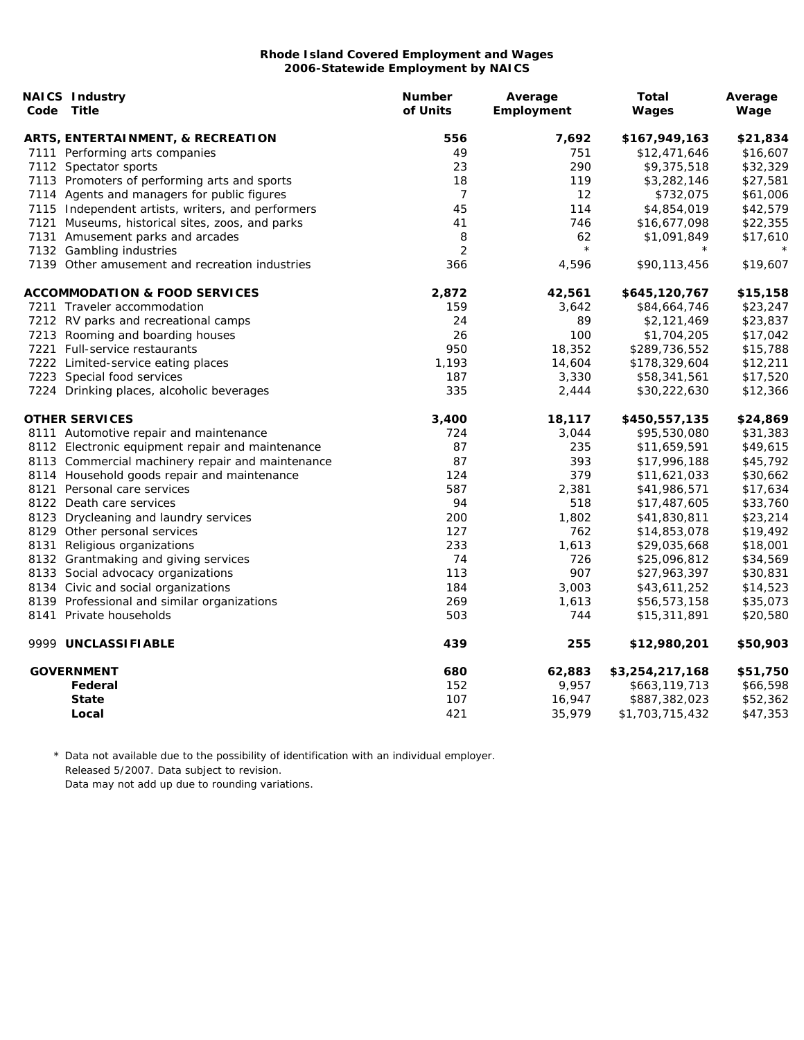**Rhode Island Covered Employment and Wages**
**2006-Statewide Employment by NAICS**

| NAICS Code | Industry Title | Number of Units | Average Employment | Total Wages | Average Wage |
|---|---|---|---|---|---|
| | **ARTS, ENTERTAINMENT, & RECREATION** | **556** | **7,692** | **$167,949,163** | **$21,834** |
| 7111 | Performing arts companies | 49 | 751 | $12,471,646 | $16,607 |
| 7112 | Spectator sports | 23 | 290 | $9,375,518 | $32,329 |
| 7113 | Promoters of performing arts and sports | 18 | 119 | $3,282,146 | $27,581 |
| 7114 | Agents and managers for public figures | 7 | 12 | $732,075 | $61,006 |
| 7115 | Independent artists, writers, and performers | 45 | 114 | $4,854,019 | $42,579 |
| 7121 | Museums, historical sites, zoos, and parks | 41 | 746 | $16,677,098 | $22,355 |
| 7131 | Amusement parks and arcades | 8 | 62 | $1,091,849 | $17,610 |
| 7132 | Gambling industries | 2 | * | * | * |
| 7139 | Other amusement and recreation industries | 366 | 4,596 | $90,113,456 | $19,607 |
| | **ACCOMMODATION & FOOD SERVICES** | **2,872** | **42,561** | **$645,120,767** | **$15,158** |
| 7211 | Traveler accommodation | 159 | 3,642 | $84,664,746 | $23,247 |
| 7212 | RV parks and recreational camps | 24 | 89 | $2,121,469 | $23,837 |
| 7213 | Rooming and boarding houses | 26 | 100 | $1,704,205 | $17,042 |
| 7221 | Full-service restaurants | 950 | 18,352 | $289,736,552 | $15,788 |
| 7222 | Limited-service eating places | 1,193 | 14,604 | $178,329,604 | $12,211 |
| 7223 | Special food services | 187 | 3,330 | $58,341,561 | $17,520 |
| 7224 | Drinking places, alcoholic beverages | 335 | 2,444 | $30,222,630 | $12,366 |
| | **OTHER SERVICES** | **3,400** | **18,117** | **$450,557,135** | **$24,869** |
| 8111 | Automotive repair and maintenance | 724 | 3,044 | $95,530,080 | $31,383 |
| 8112 | Electronic equipment repair and maintenance | 87 | 235 | $11,659,591 | $49,615 |
| 8113 | Commercial machinery repair and maintenance | 87 | 393 | $17,996,188 | $45,792 |
| 8114 | Household goods repair and maintenance | 124 | 379 | $11,621,033 | $30,662 |
| 8121 | Personal care services | 587 | 2,381 | $41,986,571 | $17,634 |
| 8122 | Death care services | 94 | 518 | $17,487,605 | $33,760 |
| 8123 | Drycleaning and laundry services | 200 | 1,802 | $41,830,811 | $23,214 |
| 8129 | Other personal services | 127 | 762 | $14,853,078 | $19,492 |
| 8131 | Religious organizations | 233 | 1,613 | $29,035,668 | $18,001 |
| 8132 | Grantmaking and giving services | 74 | 726 | $25,096,812 | $34,569 |
| 8133 | Social advocacy organizations | 113 | 907 | $27,963,397 | $30,831 |
| 8134 | Civic and social organizations | 184 | 3,003 | $43,611,252 | $14,523 |
| 8139 | Professional and similar organizations | 269 | 1,613 | $56,573,158 | $35,073 |
| 8141 | Private households | 503 | 744 | $15,311,891 | $20,580 |
| 9999 | **UNCLASSIFIABLE** | **439** | **255** | **$12,980,201** | **$50,903** |
| | **GOVERNMENT** | **680** | **62,883** | **$3,254,217,168** | **$51,750** |
| | **Federal** | 152 | 9,957 | $663,119,713 | $66,598 |
| | **State** | 107 | 16,947 | $887,382,023 | $52,362 |
| | **Local** | 421 | 35,979 | $1,703,715,432 | $47,353 |

\* Data not available due to the possibility of identification with an individual employer.
Released 5/2007. Data subject to revision.
Data may not add up due to rounding variations.